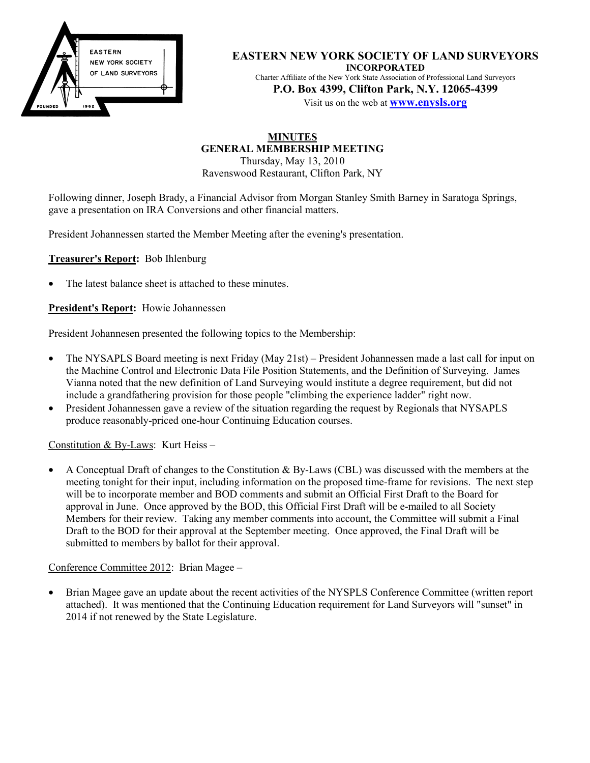# EASTERN NEW YORK SOCIETY OF LAND SURVEYORS

**INCORPORATED**

Charter Affiliate of the New York State Association of Professional Land Surveyors

**P.O. Box 4399, Clifton Park, N.Y. 12065-4399**

Visit us on the web at **www.enysls.org**

## MINUTES
## GENERAL MEMBERSHIP MEETING

Thursday, May 13, 2010

Ravenswood Restaurant, Clifton Park, NY

Following dinner, Joseph Brady, a Financial Advisor from Morgan Stanley Smith Barney in Saratoga Springs, gave a presentation on IRA Conversions and other financial matters.

President Johannessen started the Member Meeting after the evening's presentation.

**Treasurer's Report:** Bob Ihlenburg

- The latest balance sheet is attached to these minutes.

**President's Report:** Howie Johannessen

President Johannesen presented the following topics to the Membership:

- The NYSAPLS Board meeting is next Friday (May 21st) – President Johannessen made a last call for input on the Machine Control and Electronic Data File Position Statements, and the Definition of Surveying. James Vianna noted that the new definition of Land Surveying would institute a degree requirement, but did not include a grandfathering provision for those people "climbing the experience ladder" right now.
- President Johannessen gave a review of the situation regarding the request by Regionals that NYSAPLS produce reasonably-priced one-hour Continuing Education courses.

Constitution & By-Laws: Kurt Heiss –

- A Conceptual Draft of changes to the Constitution & By-Laws (CBL) was discussed with the members at the meeting tonight for their input, including information on the proposed time-frame for revisions. The next step will be to incorporate member and BOD comments and submit an Official First Draft to the Board for approval in June. Once approved by the BOD, this Official First Draft will be e-mailed to all Society Members for their review. Taking any member comments into account, the Committee will submit a Final Draft to the BOD for their approval at the September meeting. Once approved, the Final Draft will be submitted to members by ballot for their approval.

Conference Committee 2012: Brian Magee –

- Brian Magee gave an update about the recent activities of the NYSPLS Conference Committee (written report attached). It was mentioned that the Continuing Education requirement for Land Surveyors will "sunset" in 2014 if not renewed by the State Legislature.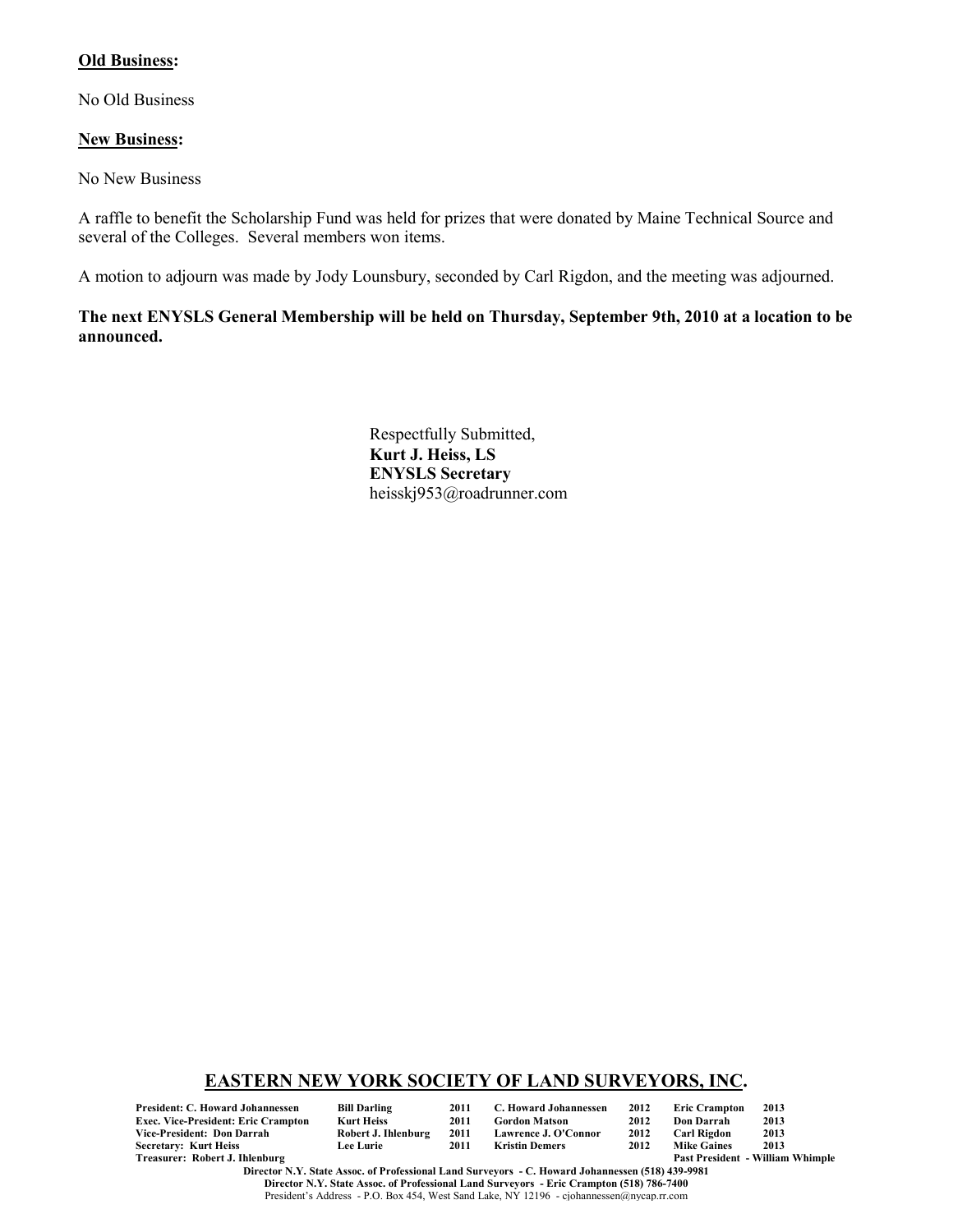**Old Business:**

No Old Business

**New Business:**

No New Business

A raffle to benefit the Scholarship Fund was held for prizes that were donated by Maine Technical Source and several of the Colleges. Several members won items.

A motion to adjourn was made by Jody Lounsbury, seconded by Carl Rigdon, and the meeting was adjourned.

**The next ENYSLS General Membership will be held on Thursday, September 9th, 2010 at a location to be announced.**

Respectfully Submitted,
**Kurt J. Heiss, LS**
**ENYSLS Secretary**
heisskj953@roadrunner.com

## EASTERN NEW YORK SOCIETY OF LAND SURVEYORS, INC.

| | | | | | | | |
|---|---|---|---|---|---|---|---|
| **President: C. Howard Johannessen** | **Bill Darling** | **2011** | **C. Howard Johannessen** | **2012** | **Eric Crampton** | **2013** |
| **Exec. Vice-President: Eric Crampton** | **Kurt Heiss** | **2011** | **Gordon Matson** | **2012** | **Don Darrah** | **2013** |
| **Vice-President: Don Darrah** | **Robert J. Ihlenburg** | **2011** | **Lawrence J. O'Connor** | **2012** | **Carl Rigdon** | **2013** |
| **Secretary: Kurt Heiss** | **Lee Lurie** | **2011** | **Kristin Demers** | **2012** | **Mike Gaines** | **2013** |
| **Treasurer: Robert J. Ihlenburg** | | | | | **Past President - William Whimple** | |

**Director N.Y. State Assoc. of Professional Land Surveyors - C. Howard Johannessen (518) 439-9981**
**Director N.Y. State Assoc. of Professional Land Surveyors - Eric Crampton (518) 786-7400**
President's Address - P.O. Box 454, West Sand Lake, NY 12196 - cjohannessen@nycap.rr.com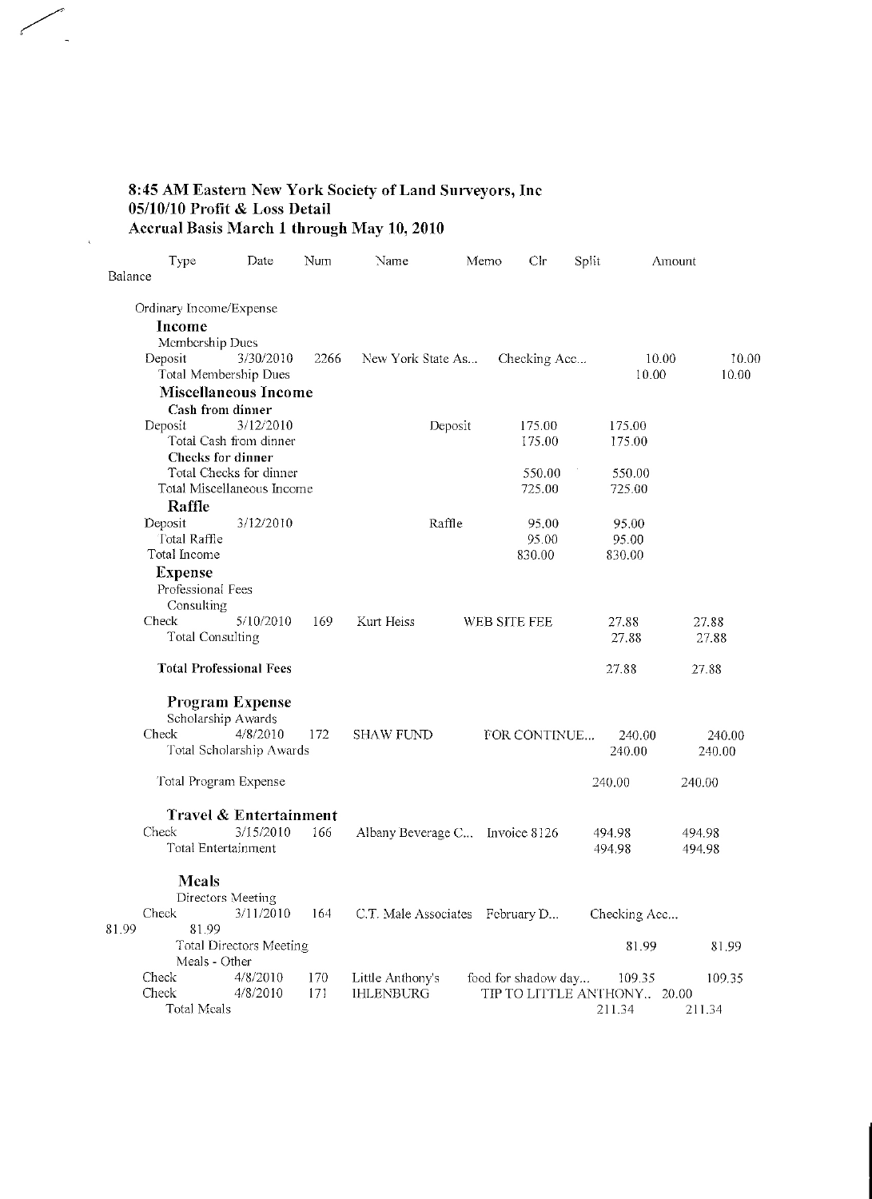**8:45 AM Eastern New York Society of Land Surveyors, Inc**
**05/10/10 Profit & Loss Detail**
**Accrual Basis March 1 through May 10, 2010**

| Type | Date | Num | Name | Memo | Clr | Split | Amount | Balance |
|---|---|---|---|---|---|---|---|---|
| Ordinary Income/Expense | | | | | | | | |
| **Income** | | | | | | | | |
| Membership Dues | | | | | | | | |
| Deposit | 3/30/2010 | 2266 | New York State As... | | | Checking Acc... | 10.00 | 10.00 |
| Total Membership Dues | | | | | | | 10.00 | 10.00 |
| **Miscellaneous Income** | | | | | | | | |
| **Cash from dinner** | | | | | | | | |
| Deposit | 3/12/2010 | | | Deposit | | | 175.00 | 175.00 |
| Total Cash from dinner | | | | | | | 175.00 | 175.00 |
| **Checks for dinner** | | | | | | | | |
| Total Checks for dinner | | | | | | | 550.00 | 550.00 |
| Total Miscellaneous Income | | | | | | | 725.00 | 725.00 |
| **Raffle** | | | | | | | | |
| Deposit | 3/12/2010 | | | Raffle | | | 95.00 | 95.00 |
| Total Raffle | | | | | | | 95.00 | 95.00 |
| Total Income | | | | | | | 830.00 | 830.00 |
| **Expense** | | | | | | | | |
| Professional Fees | | | | | | | | |
| Consulting | | | | | | | | |
| Check | 5/10/2010 | 169 | Kurt Heiss | WEB SITE FEE | | | 27.88 | 27.88 |
| Total Consulting | | | | | | | 27.88 | 27.88 |
| **Total Professional Fees** | | | | | | | 27.88 | 27.88 |
| **Program Expense** | | | | | | | | |
| Scholarship Awards | | | | | | | | |
| Check | 4/8/2010 | 172 | SHAW FUND | FOR CONTINUE... | | | 240.00 | 240.00 |
| Total Scholarship Awards | | | | | | | 240.00 | 240.00 |
| Total Program Expense | | | | | | | 240.00 | 240.00 |
| **Travel & Entertainment** | | | | | | | | |
| Check | 3/15/2010 | 166 | Albany Beverage C... | Invoice 8126 | | | 494.98 | 494.98 |
| Total Entertainment | | | | | | | 494.98 | 494.98 |
| **Meals** | | | | | | | | |
| Directors Meeting | | | | | | | | |
| Check | 3/11/2010 | 164 | C.T. Male Associates | February D... | | Checking Acc... | 81.99 | 81.99 |
| Total Directors Meeting | | | | | | | 81.99 | 81.99 |
| Meals - Other | | | | | | | | |
| Check | 4/8/2010 | 170 | Little Anthony's | food for shadow day... | | | 109.35 | 109.35 |
| Check | 4/8/2010 | 171 | IHLENBURG | TIP TO LITTLE ANTHONY... | | | 20.00 | |
| Total Meals | | | | | | | 211.34 | 211.34 |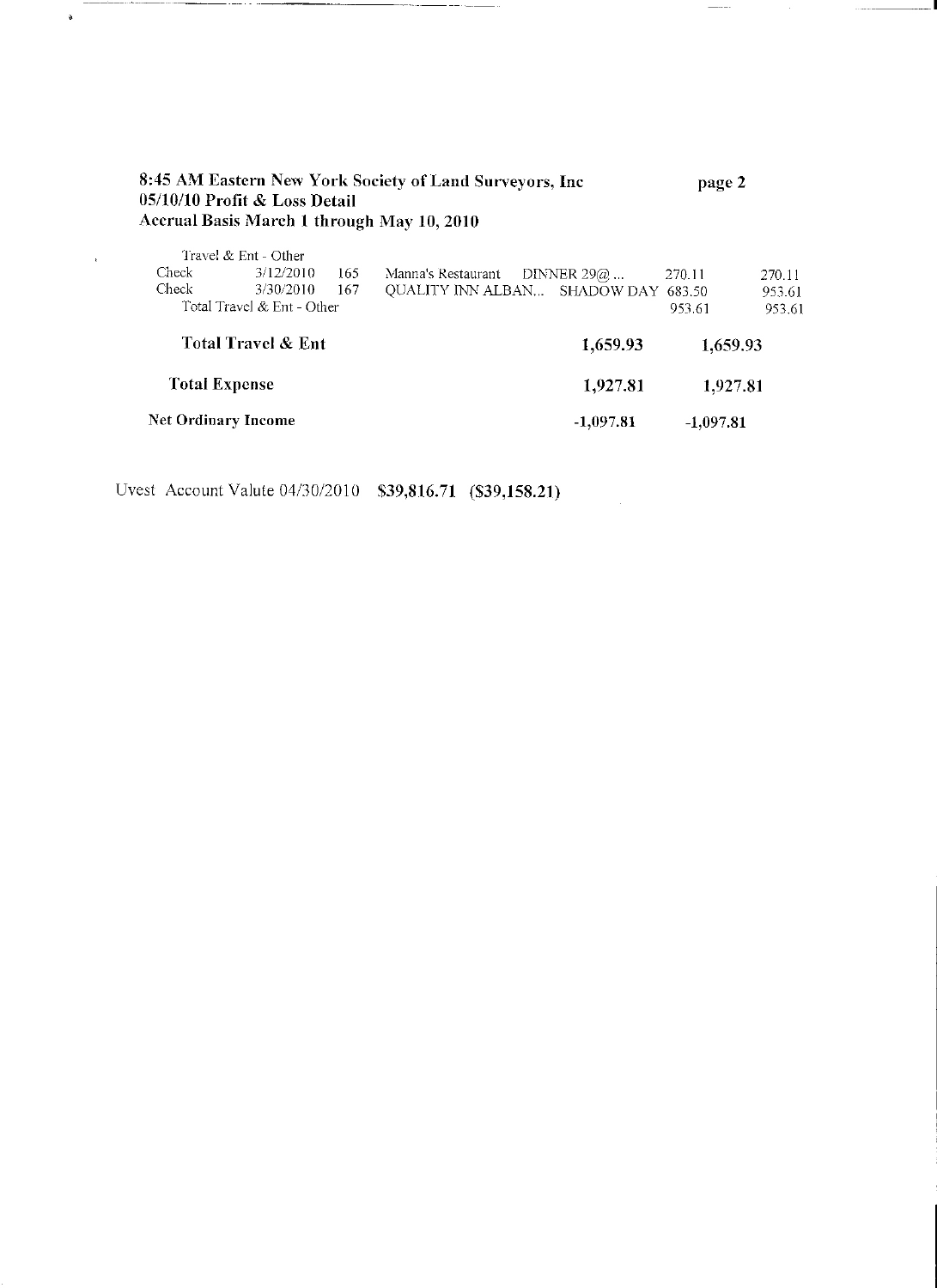**8:45 AM Eastern New York Society of Land Surveyors, Inc**
**05/10/10 Profit & Loss Detail**
**Accrual Basis March 1 through May 10, 2010**

| Type | Date | Num | Name | Memo | Amount | Balance |
|---|---|---|---|---|---|---|
| Travel & Ent - Other | | | | | | |
| Check | 3/12/2010 | 165 | Manna's Restaurant | DINNER 29@... | 270.11 | 270.11 |
| Check | 3/30/2010 | 167 | QUALITY INN ALBAN... | SHADOW DAY | 683.50 | 953.61 |
| Total Travel & Ent - Other | | | | | 953.61 | 953.61 |
| **Total Travel & Ent** | | | | | **1,659.93** | **1,659.93** |
| **Total Expense** | | | | | **1,927.81** | **1,927.81** |
| **Net Ordinary Income** | | | | | **-1,097.81** | **-1,097.81** |

Uvest Account Valute 04/30/2010 **$39,816.71 ($39,158.21)**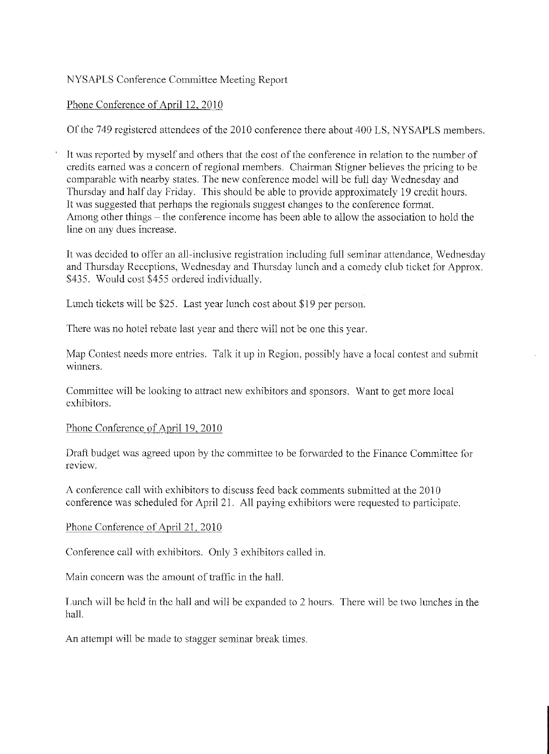NYSAPLS Conference Committee Meeting Report

Phone Conference of April 12, 2010

Of the 749 registered attendees of the 2010 conference there about 400 LS, NYSAPLS members.

It was reported by myself and others that the cost of the conference in relation to the number of credits earned was a concern of regional members. Chairman Stigner believes the pricing to be comparable with nearby states. The new conference model will be full day Wednesday and Thursday and half day Friday. This should be able to provide approximately 19 credit hours. It was suggested that perhaps the regionals suggest changes to the conference format. Among other things – the conference income has been able to allow the association to hold the line on any dues increase.

It was decided to offer an all-inclusive registration including full seminar attendance, Wednesday and Thursday Receptions, Wednesday and Thursday lunch and a comedy club ticket for Approx. $435. Would cost $455 ordered individually.

Lunch tickets will be $25. Last year lunch cost about $19 per person.

There was no hotel rebate last year and there will not be one this year.

Map Contest needs more entries. Talk it up in Region, possibly have a local contest and submit winners.

Committee will be looking to attract new exhibitors and sponsors. Want to get more local exhibitors.

Phone Conference of April 19, 2010

Draft budget was agreed upon by the committee to be forwarded to the Finance Committee for review.

A conference call with exhibitors to discuss feed back comments submitted at the 2010 conference was scheduled for April 21. All paying exhibitors were requested to participate.

Phone Conference of April 21, 2010

Conference call with exhibitors. Only 3 exhibitors called in.

Main concern was the amount of traffic in the hall.

Lunch will be held in the hall and will be expanded to 2 hours. There will be two lunches in the hall.

An attempt will be made to stagger seminar break times.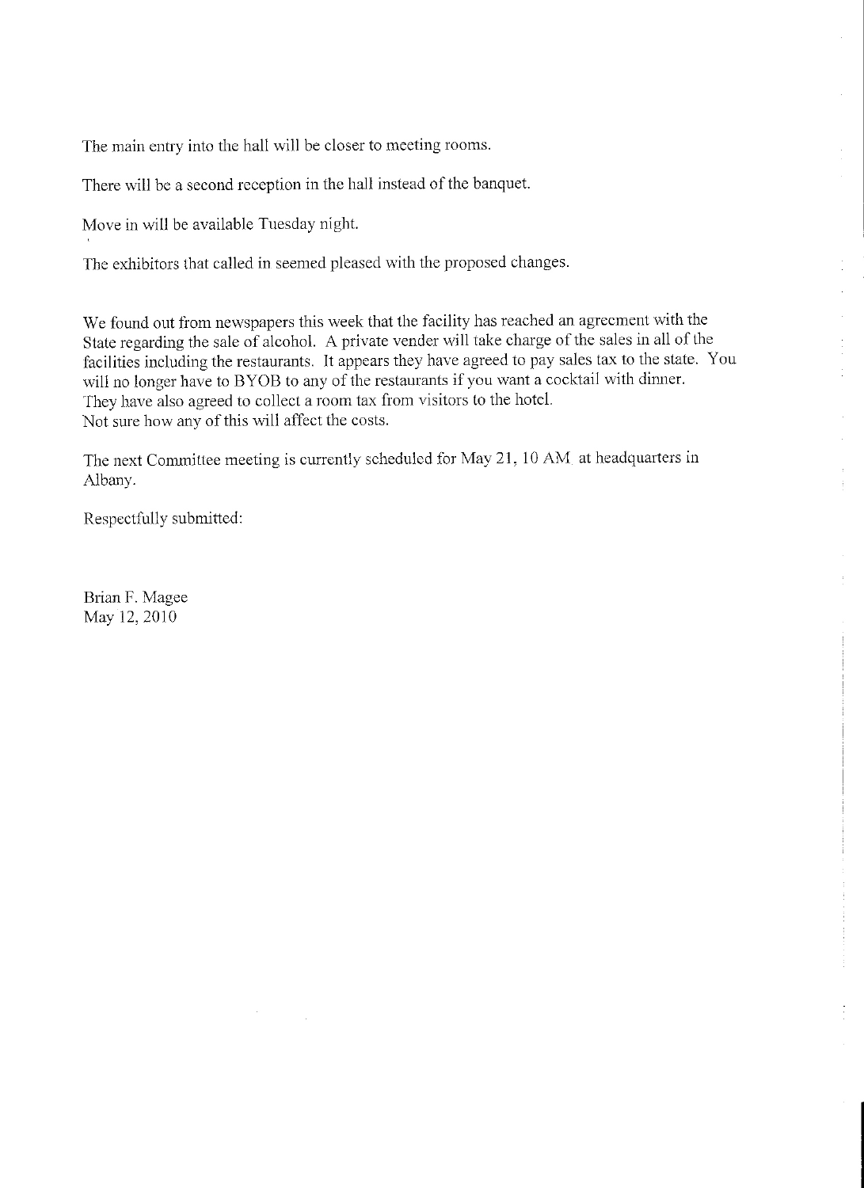The main entry into the hall will be closer to meeting rooms.

There will be a second reception in the hall instead of the banquet.

Move in will be available Tuesday night.

The exhibitors that called in seemed pleased with the proposed changes.

We found out from newspapers this week that the facility has reached an agreement with the State regarding the sale of alcohol. A private vender will take charge of the sales in all of the facilities including the restaurants. It appears they have agreed to pay sales tax to the state. You will no longer have to BYOB to any of the restaurants if you want a cocktail with dinner. They have also agreed to collect a room tax from visitors to the hotel. Not sure how any of this will affect the costs.

The next Committee meeting is currently scheduled for May 21, 10 AM at headquarters in Albany.

Respectfully submitted:

Brian F. Magee
May 12, 2010